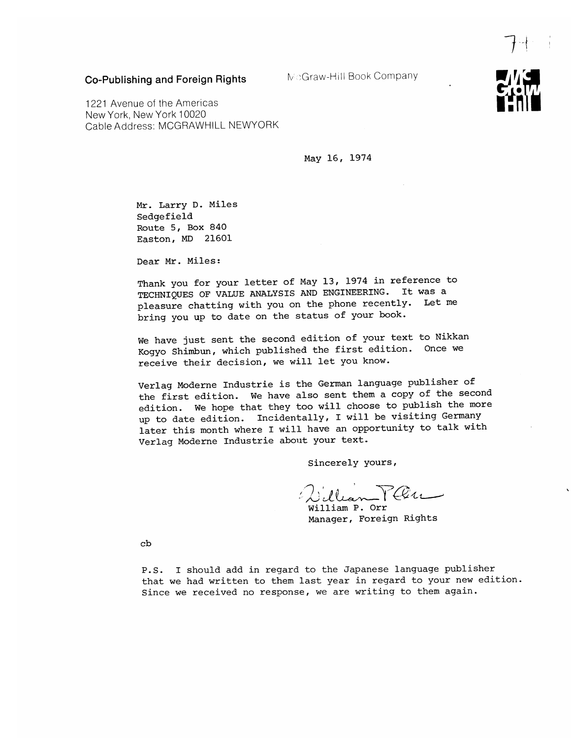**Co-Publishing and Foreign Rights** McGraw-Hill Book Company

1221 Avenue of the Americas
New York, New York 10020
Cable Address: MCGRAWHILL NEWYORK

May 16, 1974

Mr. Larry D. Miles
Sedgefield
Route 5, Box 840
Easton, MD 21601

Dear Mr. Miles:

Thank you for your letter of May 13, 1974 in reference to TECHNIQUES OF VALUE ANALYSIS AND ENGINEERING. It was a pleasure chatting with you on the phone recently. Let me bring you up to date on the status of your book.

We have just sent the second edition of your text to Nikkan Kogyo Shimbun, which published the first edition. Once we receive their decision, we will let you know.

Verlag Moderne Industrie is the German language publisher of the first edition. We have also sent them a copy of the second edition. We hope that they too will choose to publish the more up to date edition. Incidentally, I will be visiting Germany later this month where I will have an opportunity to talk with Verlag Moderne Industrie about your text.

Sincerely yours,

William P. Orr
Manager, Foreign Rights

cb

P.S. I should add in regard to the Japanese language publisher that we had written to them last year in regard to your new edition. Since we received no response, we are writing to them again.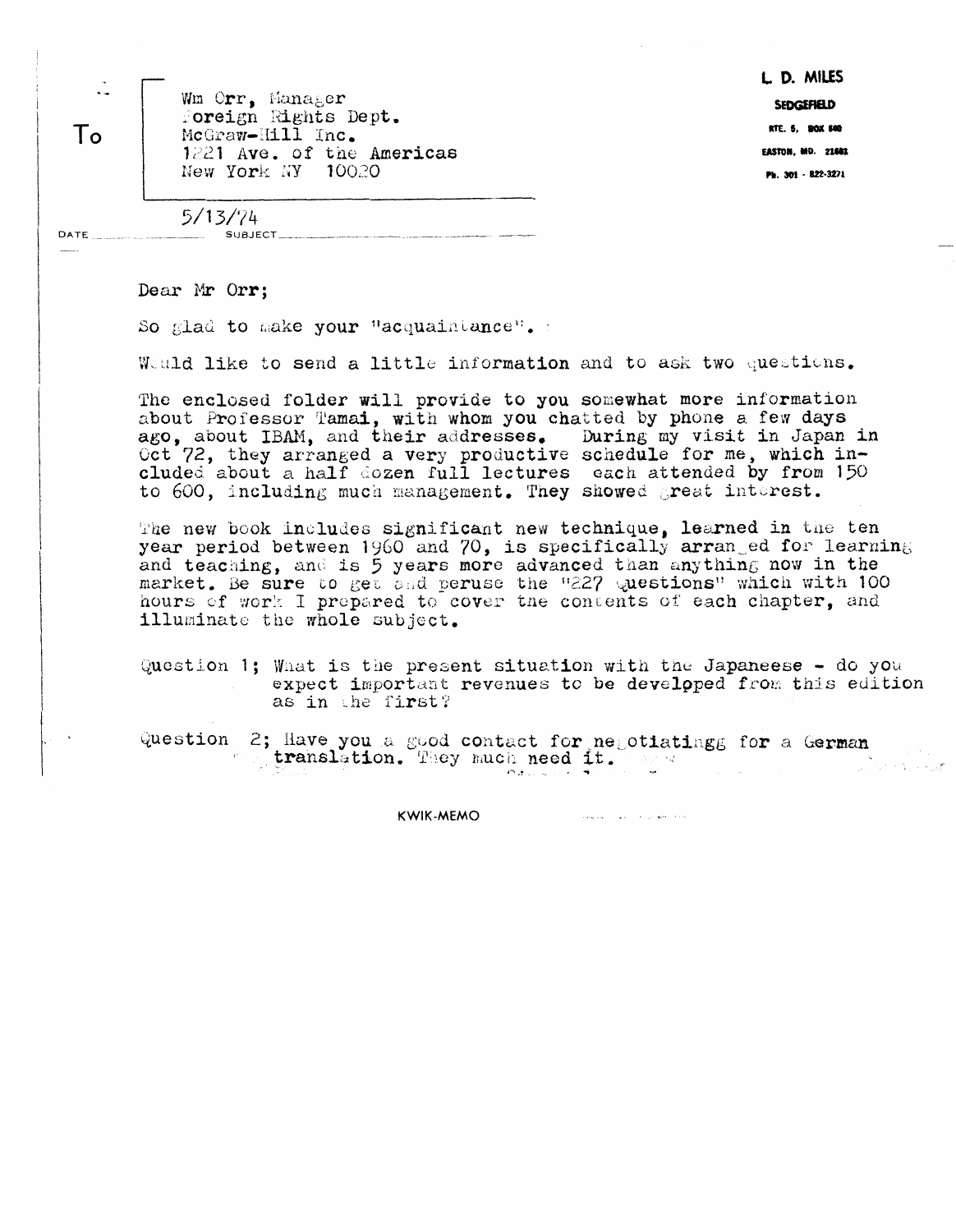To

Wm Orr, Manager
Foreign Rights Dept.
McGraw-Hill Inc.
1221 Ave. of the Americas
New York NY 10020

L. D. MILES
SEDGEFIELD
RTE. 5, BOX 840
EASTON, MD. 21601
Ph. 301 - 822-3271

DATE 5/13/74 SUBJECT

Dear Mr Orr;

So glad to make your "acquaintance".

Would like to send a little information and to ask two questions.

The enclosed folder will provide to you somewhat more information about Professor Tamai, with whom you chatted by phone a few days ago, about IBAM, and their addresses. During my visit in Japan in Oct 72, they arranged a very productive schedule for me, which included about a half dozen full lectures each attended by from 150 to 600, including much management. They showed great interest.

The new book includes significant new technique, learned in the ten year period between 1960 and 70, is specifically arranged for learning and teaching, and is 5 years more advanced than anything now in the market. Be sure to get and peruse the "227 questions" which with 100 hours of work I prepared to cover the contents of each chapter, and illuminate the whole subject.

Question 1; What is the present situation with the Japaneese - do you expect important revenues to be develpped from this edition as in the first?

Question 2; Have you a good contact for negotiatingg for a German translation. They much need it.

KWIK-MEMO